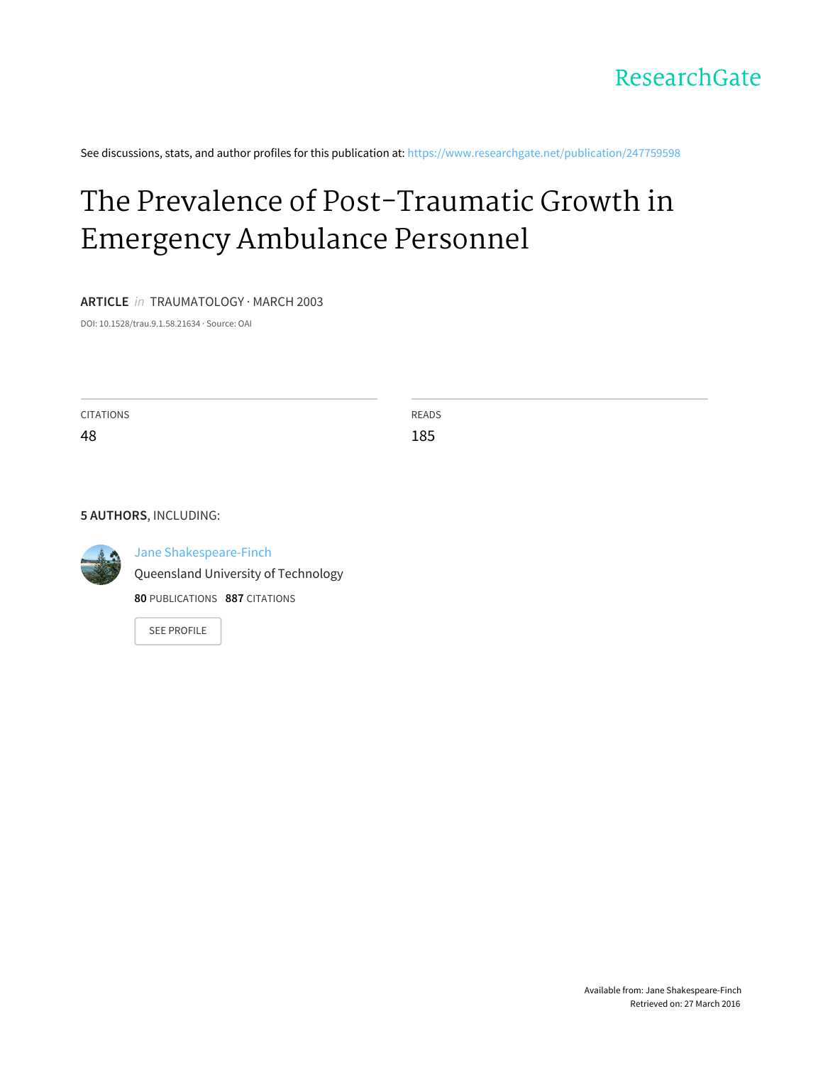ResearchGate

See discussions, stats, and author profiles for this publication at: https://www.researchgate.net/publication/247759598

# The Prevalence of Post-Traumatic Growth in Emergency Ambulance Personnel

**ARTICLE** *in* TRAUMATOLOGY · MARCH 2003

DOI: 10.1528/trau.9.1.58.21634 · Source: OAI

| CITATIONS | READS |
| --- | --- |
| 48 | 185 |

**5 AUTHORS**, INCLUDING:

Jane Shakespeare-Finch
Queensland University of Technology
**80** PUBLICATIONS **887** CITATIONS

SEE PROFILE

Available from: Jane Shakespeare-Finch
Retrieved on: 27 March 2016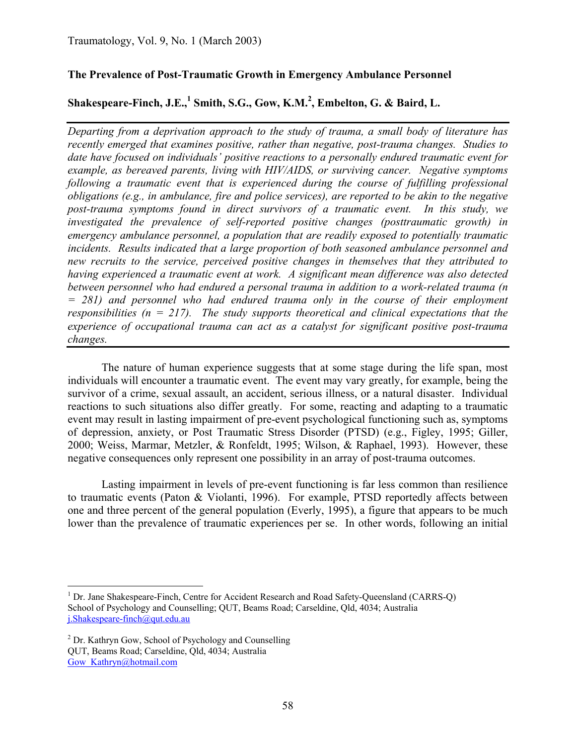# The Prevalence of Post-Traumatic Growth in Emergency Ambulance Personnel

**Shakespeare-Finch, J.E.,[1] Smith, S.G., Gow, K.M.[2], Embelton, G. & Baird, L.**

---

*Departing from a deprivation approach to the study of trauma, a small body of literature has recently emerged that examines positive, rather than negative, post-trauma changes. Studies to date have focused on individuals' positive reactions to a personally endured traumatic event for example, as bereaved parents, living with HIV/AIDS, or surviving cancer. Negative symptoms following a traumatic event that is experienced during the course of fulfilling professional obligations (e.g., in ambulance, fire and police services), are reported to be akin to the negative post-trauma symptoms found in direct survivors of a traumatic event. In this study, we investigated the prevalence of self-reported positive changes (posttraumatic growth) in emergency ambulance personnel, a population that are readily exposed to potentially traumatic incidents. Results indicated that a large proportion of both seasoned ambulance personnel and new recruits to the service, perceived positive changes in themselves that they attributed to having experienced a traumatic event at work. A significant mean difference was also detected between personnel who had endured a personal trauma in addition to a work-related trauma (n = 281) and personnel who had endured trauma only in the course of their employment responsibilities (n = 217). The study supports theoretical and clinical expectations that the experience of occupational trauma can act as a catalyst for significant positive post-trauma changes.*

---

The nature of human experience suggests that at some stage during the life span, most individuals will encounter a traumatic event. The event may vary greatly, for example, being the survivor of a crime, sexual assault, an accident, serious illness, or a natural disaster. Individual reactions to such situations also differ greatly. For some, reacting and adapting to a traumatic event may result in lasting impairment of pre-event psychological functioning such as, symptoms of depression, anxiety, or Post Traumatic Stress Disorder (PTSD) (e.g., Figley, 1995; Giller, 2000; Weiss, Marmar, Metzler, & Ronfeldt, 1995; Wilson, & Raphael, 1993). However, these negative consequences only represent one possibility in an array of post-trauma outcomes.

Lasting impairment in levels of pre-event functioning is far less common than resilience to traumatic events (Paton & Violanti, 1996). For example, PTSD reportedly affects between one and three percent of the general population (Everly, 1995), a figure that appears to be much lower than the prevalence of traumatic experiences per se. In other words, following an initial

---

[1] Dr. Jane Shakespeare-Finch, Centre for Accident Research and Road Safety-Queensland (CARRS-Q) School of Psychology and Counselling; QUT, Beams Road; Carseldine, Qld, 4034; Australia j.Shakespeare-finch@qut.edu.au

[2] Dr. Kathryn Gow, School of Psychology and Counselling QUT, Beams Road; Carseldine, Qld, 4034; Australia Gow_Kathryn@hotmail.com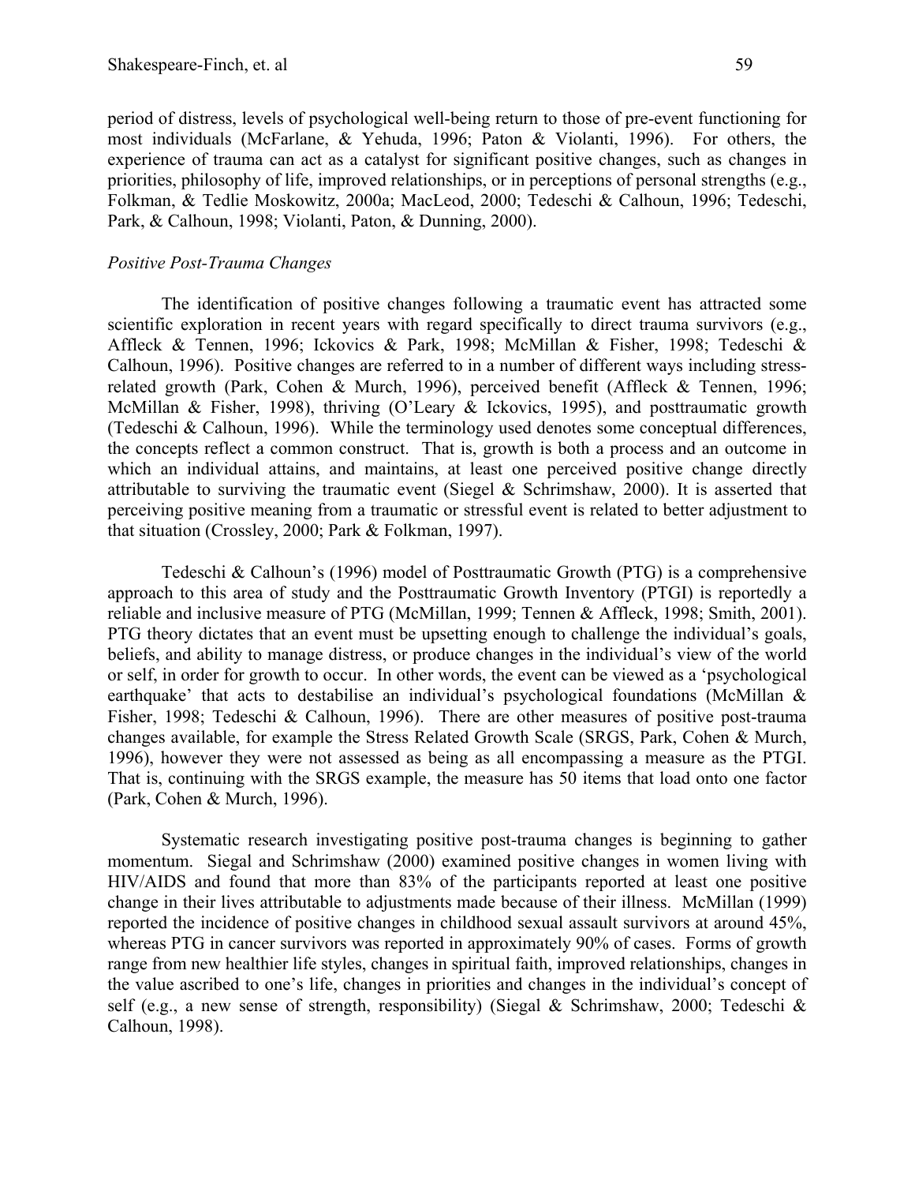period of distress, levels of psychological well-being return to those of pre-event functioning for most individuals (McFarlane, & Yehuda, 1996; Paton & Violanti, 1996). For others, the experience of trauma can act as a catalyst for significant positive changes, such as changes in priorities, philosophy of life, improved relationships, or in perceptions of personal strengths (e.g., Folkman, & Tedlie Moskowitz, 2000a; MacLeod, 2000; Tedeschi & Calhoun, 1996; Tedeschi, Park, & Calhoun, 1998; Violanti, Paton, & Dunning, 2000).

*Positive Post-Trauma Changes*

The identification of positive changes following a traumatic event has attracted some scientific exploration in recent years with regard specifically to direct trauma survivors (e.g., Affleck & Tennen, 1996; Ickovics & Park, 1998; McMillan & Fisher, 1998; Tedeschi & Calhoun, 1996). Positive changes are referred to in a number of different ways including stress-related growth (Park, Cohen & Murch, 1996), perceived benefit (Affleck & Tennen, 1996; McMillan & Fisher, 1998), thriving (O'Leary & Ickovics, 1995), and posttraumatic growth (Tedeschi & Calhoun, 1996). While the terminology used denotes some conceptual differences, the concepts reflect a common construct. That is, growth is both a process and an outcome in which an individual attains, and maintains, at least one perceived positive change directly attributable to surviving the traumatic event (Siegel & Schrimshaw, 2000). It is asserted that perceiving positive meaning from a traumatic or stressful event is related to better adjustment to that situation (Crossley, 2000; Park & Folkman, 1997).

Tedeschi & Calhoun's (1996) model of Posttraumatic Growth (PTG) is a comprehensive approach to this area of study and the Posttraumatic Growth Inventory (PTGI) is reportedly a reliable and inclusive measure of PTG (McMillan, 1999; Tennen & Affleck, 1998; Smith, 2001). PTG theory dictates that an event must be upsetting enough to challenge the individual's goals, beliefs, and ability to manage distress, or produce changes in the individual's view of the world or self, in order for growth to occur. In other words, the event can be viewed as a 'psychological earthquake' that acts to destabilise an individual's psychological foundations (McMillan & Fisher, 1998; Tedeschi & Calhoun, 1996). There are other measures of positive post-trauma changes available, for example the Stress Related Growth Scale (SRGS, Park, Cohen & Murch, 1996), however they were not assessed as being as all encompassing a measure as the PTGI. That is, continuing with the SRGS example, the measure has 50 items that load onto one factor (Park, Cohen & Murch, 1996).

Systematic research investigating positive post-trauma changes is beginning to gather momentum. Siegal and Schrimshaw (2000) examined positive changes in women living with HIV/AIDS and found that more than 83% of the participants reported at least one positive change in their lives attributable to adjustments made because of their illness. McMillan (1999) reported the incidence of positive changes in childhood sexual assault survivors at around 45%, whereas PTG in cancer survivors was reported in approximately 90% of cases. Forms of growth range from new healthier life styles, changes in spiritual faith, improved relationships, changes in the value ascribed to one's life, changes in priorities and changes in the individual's concept of self (e.g., a new sense of strength, responsibility) (Siegal & Schrimshaw, 2000; Tedeschi & Calhoun, 1998).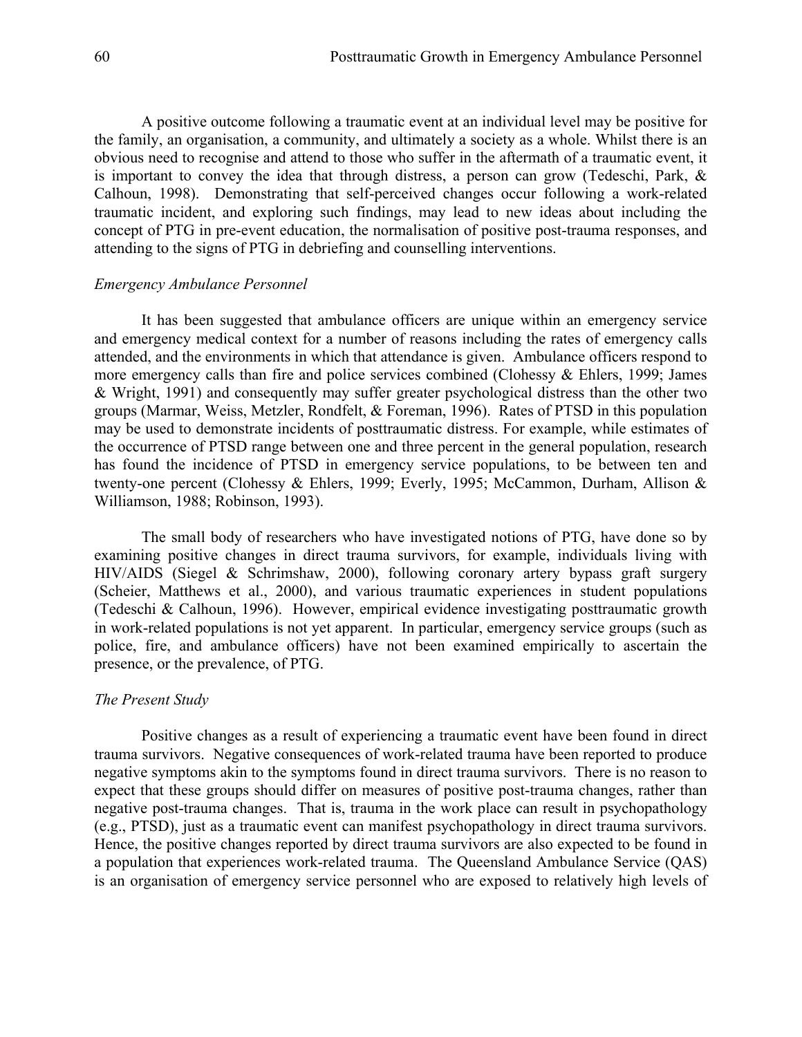A positive outcome following a traumatic event at an individual level may be positive for the family, an organisation, a community, and ultimately a society as a whole. Whilst there is an obvious need to recognise and attend to those who suffer in the aftermath of a traumatic event, it is important to convey the idea that through distress, a person can grow (Tedeschi, Park, & Calhoun, 1998). Demonstrating that self-perceived changes occur following a work-related traumatic incident, and exploring such findings, may lead to new ideas about including the concept of PTG in pre-event education, the normalisation of positive post-trauma responses, and attending to the signs of PTG in debriefing and counselling interventions.

### *Emergency Ambulance Personnel*

It has been suggested that ambulance officers are unique within an emergency service and emergency medical context for a number of reasons including the rates of emergency calls attended, and the environments in which that attendance is given. Ambulance officers respond to more emergency calls than fire and police services combined (Clohessy & Ehlers, 1999; James & Wright, 1991) and consequently may suffer greater psychological distress than the other two groups (Marmar, Weiss, Metzler, Rondfelt, & Foreman, 1996). Rates of PTSD in this population may be used to demonstrate incidents of posttraumatic distress. For example, while estimates of the occurrence of PTSD range between one and three percent in the general population, research has found the incidence of PTSD in emergency service populations, to be between ten and twenty-one percent (Clohessy & Ehlers, 1999; Everly, 1995; McCammon, Durham, Allison & Williamson, 1988; Robinson, 1993).

The small body of researchers who have investigated notions of PTG, have done so by examining positive changes in direct trauma survivors, for example, individuals living with HIV/AIDS (Siegel & Schrimshaw, 2000), following coronary artery bypass graft surgery (Scheier, Matthews et al., 2000), and various traumatic experiences in student populations (Tedeschi & Calhoun, 1996). However, empirical evidence investigating posttraumatic growth in work-related populations is not yet apparent. In particular, emergency service groups (such as police, fire, and ambulance officers) have not been examined empirically to ascertain the presence, or the prevalence, of PTG.

### *The Present Study*

Positive changes as a result of experiencing a traumatic event have been found in direct trauma survivors. Negative consequences of work-related trauma have been reported to produce negative symptoms akin to the symptoms found in direct trauma survivors. There is no reason to expect that these groups should differ on measures of positive post-trauma changes, rather than negative post-trauma changes. That is, trauma in the work place can result in psychopathology (e.g., PTSD), just as a traumatic event can manifest psychopathology in direct trauma survivors. Hence, the positive changes reported by direct trauma survivors are also expected to be found in a population that experiences work-related trauma. The Queensland Ambulance Service (QAS) is an organisation of emergency service personnel who are exposed to relatively high levels of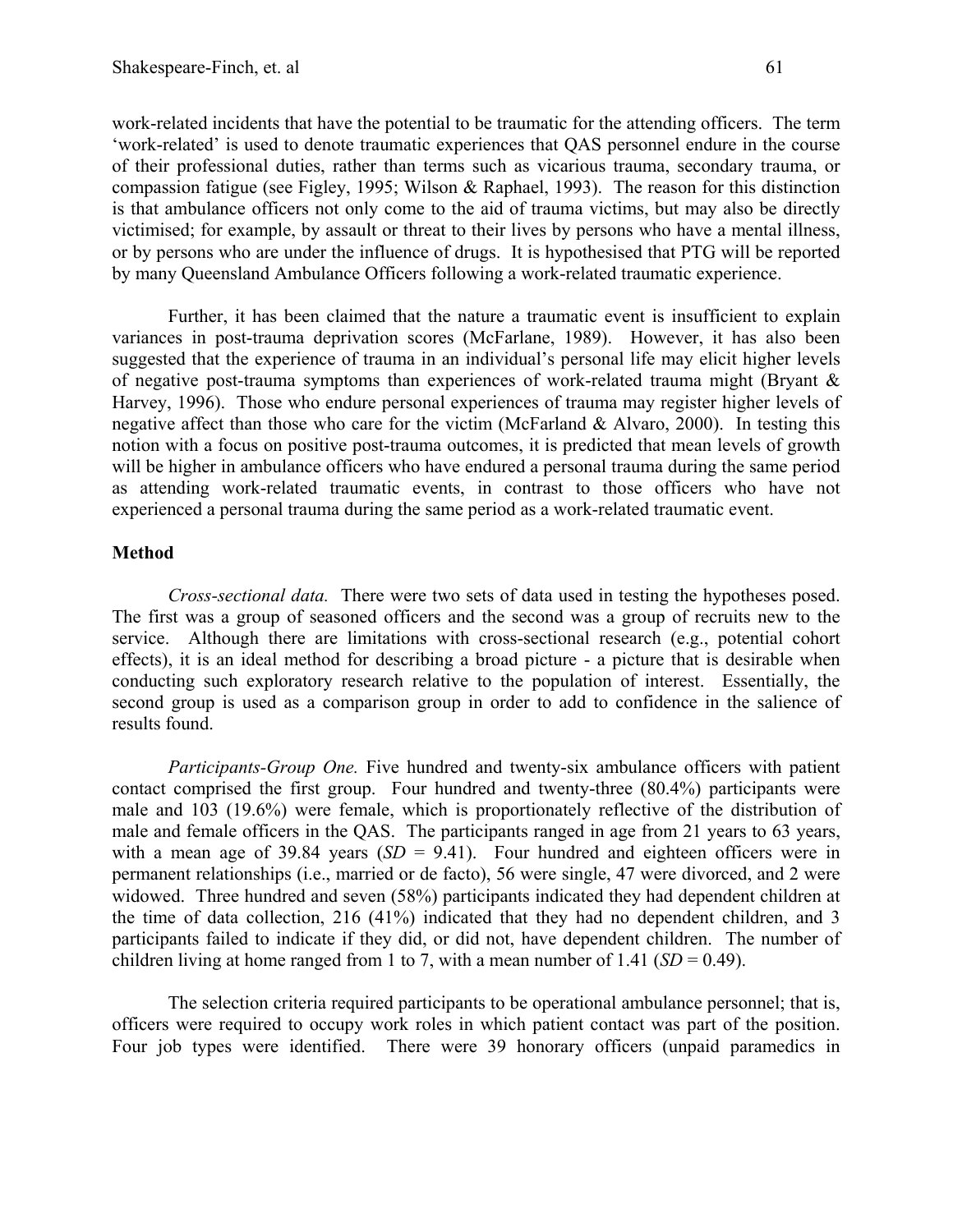work-related incidents that have the potential to be traumatic for the attending officers. The term 'work-related' is used to denote traumatic experiences that QAS personnel endure in the course of their professional duties, rather than terms such as vicarious trauma, secondary trauma, or compassion fatigue (see Figley, 1995; Wilson & Raphael, 1993). The reason for this distinction is that ambulance officers not only come to the aid of trauma victims, but may also be directly victimised; for example, by assault or threat to their lives by persons who have a mental illness, or by persons who are under the influence of drugs. It is hypothesised that PTG will be reported by many Queensland Ambulance Officers following a work-related traumatic experience.

Further, it has been claimed that the nature a traumatic event is insufficient to explain variances in post-trauma deprivation scores (McFarlane, 1989). However, it has also been suggested that the experience of trauma in an individual's personal life may elicit higher levels of negative post-trauma symptoms than experiences of work-related trauma might (Bryant & Harvey, 1996). Those who endure personal experiences of trauma may register higher levels of negative affect than those who care for the victim (McFarland & Alvaro, 2000). In testing this notion with a focus on positive post-trauma outcomes, it is predicted that mean levels of growth will be higher in ambulance officers who have endured a personal trauma during the same period as attending work-related traumatic events, in contrast to those officers who have not experienced a personal trauma during the same period as a work-related traumatic event.

## Method

*Cross-sectional data.* There were two sets of data used in testing the hypotheses posed. The first was a group of seasoned officers and the second was a group of recruits new to the service. Although there are limitations with cross-sectional research (e.g., potential cohort effects), it is an ideal method for describing a broad picture - a picture that is desirable when conducting such exploratory research relative to the population of interest. Essentially, the second group is used as a comparison group in order to add to confidence in the salience of results found.

*Participants-Group One.* Five hundred and twenty-six ambulance officers with patient contact comprised the first group. Four hundred and twenty-three (80.4%) participants were male and 103 (19.6%) were female, which is proportionately reflective of the distribution of male and female officers in the QAS. The participants ranged in age from 21 years to 63 years, with a mean age of 39.84 years (*SD* = 9.41). Four hundred and eighteen officers were in permanent relationships (i.e., married or de facto), 56 were single, 47 were divorced, and 2 were widowed. Three hundred and seven (58%) participants indicated they had dependent children at the time of data collection, 216 (41%) indicated that they had no dependent children, and 3 participants failed to indicate if they did, or did not, have dependent children. The number of children living at home ranged from 1 to 7, with a mean number of 1.41 (*SD* = 0.49).

The selection criteria required participants to be operational ambulance personnel; that is, officers were required to occupy work roles in which patient contact was part of the position. Four job types were identified. There were 39 honorary officers (unpaid paramedics in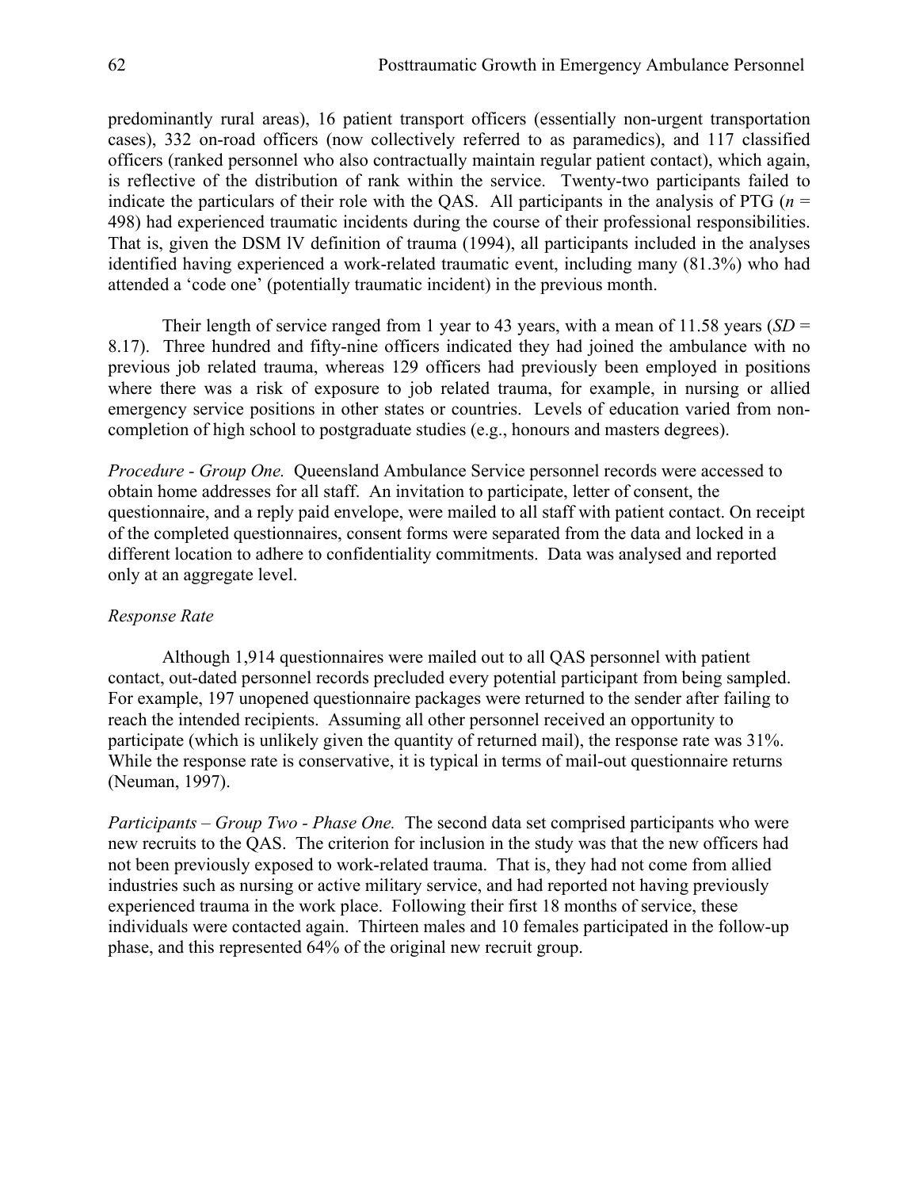predominantly rural areas), 16 patient transport officers (essentially non-urgent transportation cases), 332 on-road officers (now collectively referred to as paramedics), and 117 classified officers (ranked personnel who also contractually maintain regular patient contact), which again, is reflective of the distribution of rank within the service. Twenty-two participants failed to indicate the particulars of their role with the QAS. All participants in the analysis of PTG ($n$ = 498) had experienced traumatic incidents during the course of their professional responsibilities. That is, given the DSM lV definition of trauma (1994), all participants included in the analyses identified having experienced a work-related traumatic event, including many (81.3%) who had attended a 'code one' (potentially traumatic incident) in the previous month.

Their length of service ranged from 1 year to 43 years, with a mean of 11.58 years ($SD$ = 8.17). Three hundred and fifty-nine officers indicated they had joined the ambulance with no previous job related trauma, whereas 129 officers had previously been employed in positions where there was a risk of exposure to job related trauma, for example, in nursing or allied emergency service positions in other states or countries. Levels of education varied from non-completion of high school to postgraduate studies (e.g., honours and masters degrees).

*Procedure - Group One.* Queensland Ambulance Service personnel records were accessed to obtain home addresses for all staff. An invitation to participate, letter of consent, the questionnaire, and a reply paid envelope, were mailed to all staff with patient contact. On receipt of the completed questionnaires, consent forms were separated from the data and locked in a different location to adhere to confidentiality commitments. Data was analysed and reported only at an aggregate level.

*Response Rate*

Although 1,914 questionnaires were mailed out to all QAS personnel with patient contact, out-dated personnel records precluded every potential participant from being sampled. For example, 197 unopened questionnaire packages were returned to the sender after failing to reach the intended recipients. Assuming all other personnel received an opportunity to participate (which is unlikely given the quantity of returned mail), the response rate was 31%. While the response rate is conservative, it is typical in terms of mail-out questionnaire returns (Neuman, 1997).

*Participants – Group Two - Phase One.* The second data set comprised participants who were new recruits to the QAS. The criterion for inclusion in the study was that the new officers had not been previously exposed to work-related trauma. That is, they had not come from allied industries such as nursing or active military service, and had reported not having previously experienced trauma in the work place. Following their first 18 months of service, these individuals were contacted again. Thirteen males and 10 females participated in the follow-up phase, and this represented 64% of the original new recruit group.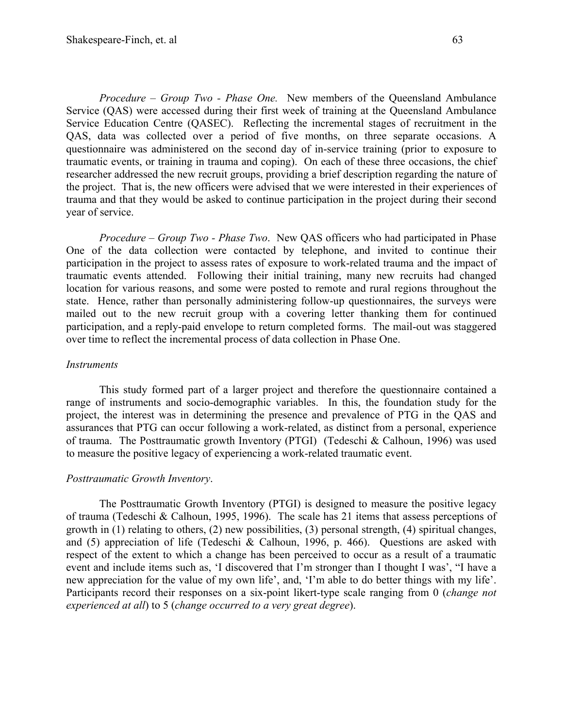*Procedure – Group Two - Phase One.* New members of the Queensland Ambulance Service (QAS) were accessed during their first week of training at the Queensland Ambulance Service Education Centre (QASEC). Reflecting the incremental stages of recruitment in the QAS, data was collected over a period of five months, on three separate occasions. A questionnaire was administered on the second day of in-service training (prior to exposure to traumatic events, or training in trauma and coping). On each of these three occasions, the chief researcher addressed the new recruit groups, providing a brief description regarding the nature of the project. That is, the new officers were advised that we were interested in their experiences of trauma and that they would be asked to continue participation in the project during their second year of service.

*Procedure – Group Two - Phase Two.* New QAS officers who had participated in Phase One of the data collection were contacted by telephone, and invited to continue their participation in the project to assess rates of exposure to work-related trauma and the impact of traumatic events attended. Following their initial training, many new recruits had changed location for various reasons, and some were posted to remote and rural regions throughout the state. Hence, rather than personally administering follow-up questionnaires, the surveys were mailed out to the new recruit group with a covering letter thanking them for continued participation, and a reply-paid envelope to return completed forms. The mail-out was staggered over time to reflect the incremental process of data collection in Phase One.

*Instruments*

This study formed part of a larger project and therefore the questionnaire contained a range of instruments and socio-demographic variables. In this, the foundation study for the project, the interest was in determining the presence and prevalence of PTG in the QAS and assurances that PTG can occur following a work-related, as distinct from a personal, experience of trauma. The Posttraumatic growth Inventory (PTGI) (Tedeschi & Calhoun, 1996) was used to measure the positive legacy of experiencing a work-related traumatic event.

*Posttraumatic Growth Inventory*.

The Posttraumatic Growth Inventory (PTGI) is designed to measure the positive legacy of trauma (Tedeschi & Calhoun, 1995, 1996). The scale has 21 items that assess perceptions of growth in (1) relating to others, (2) new possibilities, (3) personal strength, (4) spiritual changes, and (5) appreciation of life (Tedeschi & Calhoun, 1996, p. 466). Questions are asked with respect of the extent to which a change has been perceived to occur as a result of a traumatic event and include items such as, 'I discovered that I'm stronger than I thought I was', "I have a new appreciation for the value of my own life', and, 'I'm able to do better things with my life'. Participants record their responses on a six-point likert-type scale ranging from 0 (*change not experienced at all*) to 5 (*change occurred to a very great degree*).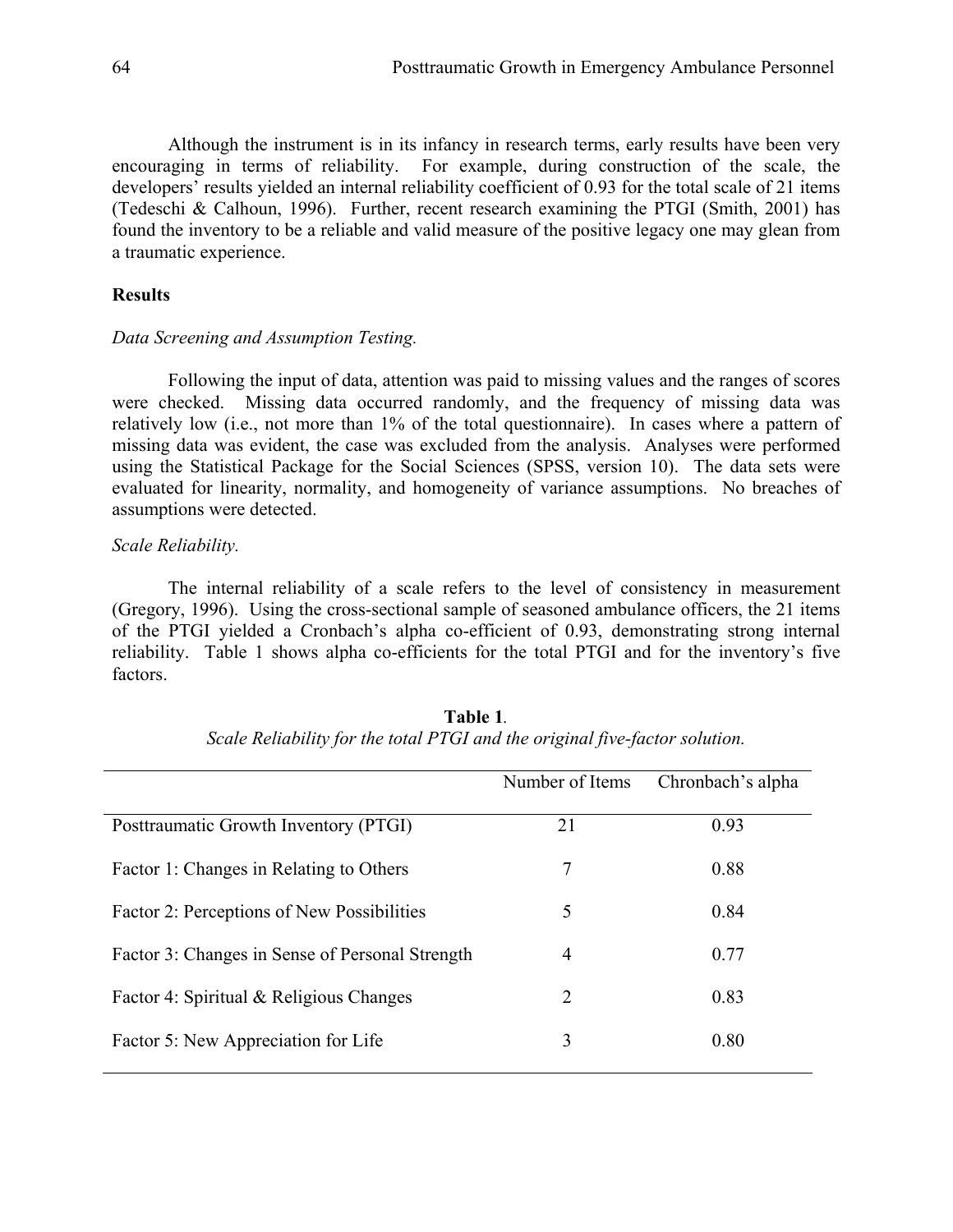Although the instrument is in its infancy in research terms, early results have been very encouraging in terms of reliability. For example, during construction of the scale, the developers' results yielded an internal reliability coefficient of 0.93 for the total scale of 21 items (Tedeschi & Calhoun, 1996). Further, recent research examining the PTGI (Smith, 2001) has found the inventory to be a reliable and valid measure of the positive legacy one may glean from a traumatic experience.

## Results

*Data Screening and Assumption Testing.*

Following the input of data, attention was paid to missing values and the ranges of scores were checked. Missing data occurred randomly, and the frequency of missing data was relatively low (i.e., not more than 1% of the total questionnaire). In cases where a pattern of missing data was evident, the case was excluded from the analysis. Analyses were performed using the Statistical Package for the Social Sciences (SPSS, version 10). The data sets were evaluated for linearity, normality, and homogeneity of variance assumptions. No breaches of assumptions were detected.

*Scale Reliability.*

The internal reliability of a scale refers to the level of consistency in measurement (Gregory, 1996). Using the cross-sectional sample of seasoned ambulance officers, the 21 items of the PTGI yielded a Cronbach's alpha co-efficient of 0.93, demonstrating strong internal reliability. Table 1 shows alpha co-efficients for the total PTGI and for the inventory's five factors.

**Table 1**.
*Scale Reliability for the total PTGI and the original five-factor solution.*

| | Number of Items | Chronbach's alpha |
|---|---|---|
| Posttraumatic Growth Inventory (PTGI) | 21 | 0.93 |
| Factor 1: Changes in Relating to Others | 7 | 0.88 |
| Factor 2: Perceptions of New Possibilities | 5 | 0.84 |
| Factor 3: Changes in Sense of Personal Strength | 4 | 0.77 |
| Factor 4: Spiritual & Religious Changes | 2 | 0.83 |
| Factor 5: New Appreciation for Life | 3 | 0.80 |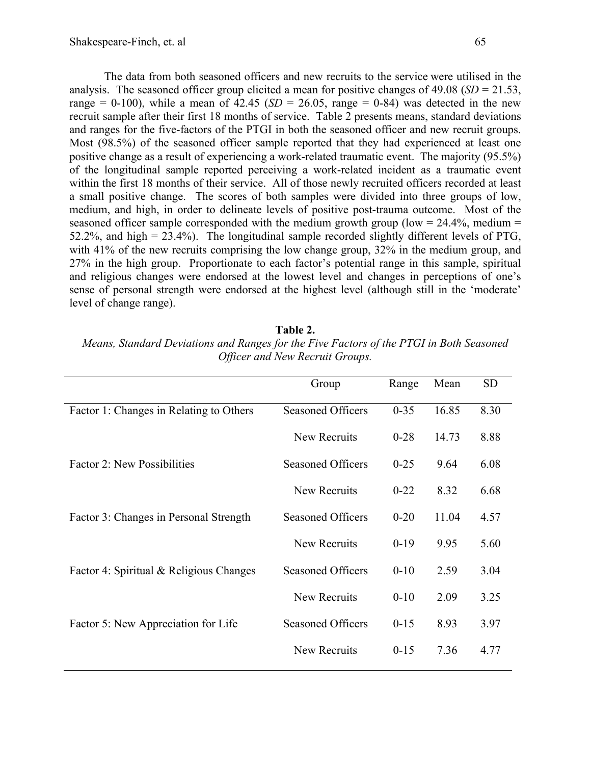The data from both seasoned officers and new recruits to the service were utilised in the analysis. The seasoned officer group elicited a mean for positive changes of 49.08 (*SD* = 21.53, range = 0-100), while a mean of 42.45 (*SD* = 26.05, range = 0-84) was detected in the new recruit sample after their first 18 months of service. Table 2 presents means, standard deviations and ranges for the five-factors of the PTGI in both the seasoned officer and new recruit groups. Most (98.5%) of the seasoned officer sample reported that they had experienced at least one positive change as a result of experiencing a work-related traumatic event. The majority (95.5%) of the longitudinal sample reported perceiving a work-related incident as a traumatic event within the first 18 months of their service. All of those newly recruited officers recorded at least a small positive change. The scores of both samples were divided into three groups of low, medium, and high, in order to delineate levels of positive post-trauma outcome. Most of the seasoned officer sample corresponded with the medium growth group (low = 24.4%, medium = 52.2%, and high = 23.4%). The longitudinal sample recorded slightly different levels of PTG, with 41% of the new recruits comprising the low change group, 32% in the medium group, and 27% in the high group. Proportionate to each factor's potential range in this sample, spiritual and religious changes were endorsed at the lowest level and changes in perceptions of one's sense of personal strength were endorsed at the highest level (although still in the 'moderate' level of change range).

**Table 2.**

*Means, Standard Deviations and Ranges for the Five Factors of the PTGI in Both Seasoned Officer and New Recruit Groups.*

| | Group | Range | Mean | SD |
|---|---|---|---|---|
| Factor 1: Changes in Relating to Others | Seasoned Officers | 0-35 | 16.85 | 8.30 |
| | New Recruits | 0-28 | 14.73 | 8.88 |
| Factor 2: New Possibilities | Seasoned Officers | 0-25 | 9.64 | 6.08 |
| | New Recruits | 0-22 | 8.32 | 6.68 |
| Factor 3: Changes in Personal Strength | Seasoned Officers | 0-20 | 11.04 | 4.57 |
| | New Recruits | 0-19 | 9.95 | 5.60 |
| Factor 4: Spiritual & Religious Changes | Seasoned Officers | 0-10 | 2.59 | 3.04 |
| | New Recruits | 0-10 | 2.09 | 3.25 |
| Factor 5: New Appreciation for Life | Seasoned Officers | 0-15 | 8.93 | 3.97 |
| | New Recruits | 0-15 | 7.36 | 4.77 |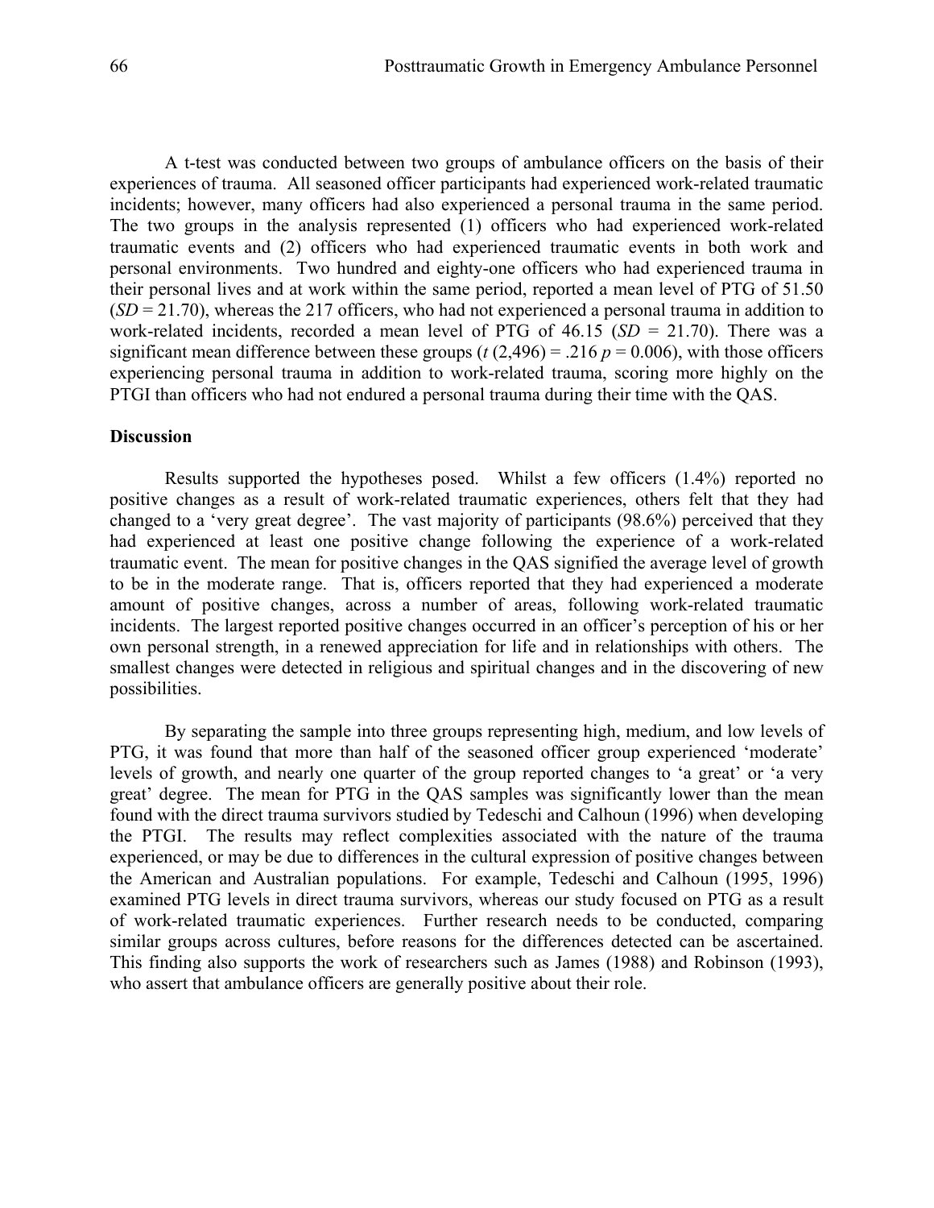A t-test was conducted between two groups of ambulance officers on the basis of their experiences of trauma. All seasoned officer participants had experienced work-related traumatic incidents; however, many officers had also experienced a personal trauma in the same period. The two groups in the analysis represented (1) officers who had experienced work-related traumatic events and (2) officers who had experienced traumatic events in both work and personal environments. Two hundred and eighty-one officers who had experienced trauma in their personal lives and at work within the same period, reported a mean level of PTG of 51.50 (*SD* = 21.70), whereas the 217 officers, who had not experienced a personal trauma in addition to work-related incidents, recorded a mean level of PTG of 46.15 (*SD* = 21.70). There was a significant mean difference between these groups ($t$ (2,496) = .216 $p$ = 0.006), with those officers experiencing personal trauma in addition to work-related trauma, scoring more highly on the PTGI than officers who had not endured a personal trauma during their time with the QAS.

### Discussion

Results supported the hypotheses posed. Whilst a few officers (1.4%) reported no positive changes as a result of work-related traumatic experiences, others felt that they had changed to a 'very great degree'. The vast majority of participants (98.6%) perceived that they had experienced at least one positive change following the experience of a work-related traumatic event. The mean for positive changes in the QAS signified the average level of growth to be in the moderate range. That is, officers reported that they had experienced a moderate amount of positive changes, across a number of areas, following work-related traumatic incidents. The largest reported positive changes occurred in an officer's perception of his or her own personal strength, in a renewed appreciation for life and in relationships with others. The smallest changes were detected in religious and spiritual changes and in the discovering of new possibilities.

By separating the sample into three groups representing high, medium, and low levels of PTG, it was found that more than half of the seasoned officer group experienced 'moderate' levels of growth, and nearly one quarter of the group reported changes to 'a great' or 'a very great' degree. The mean for PTG in the QAS samples was significantly lower than the mean found with the direct trauma survivors studied by Tedeschi and Calhoun (1996) when developing the PTGI. The results may reflect complexities associated with the nature of the trauma experienced, or may be due to differences in the cultural expression of positive changes between the American and Australian populations. For example, Tedeschi and Calhoun (1995, 1996) examined PTG levels in direct trauma survivors, whereas our study focused on PTG as a result of work-related traumatic experiences. Further research needs to be conducted, comparing similar groups across cultures, before reasons for the differences detected can be ascertained. This finding also supports the work of researchers such as James (1988) and Robinson (1993), who assert that ambulance officers are generally positive about their role.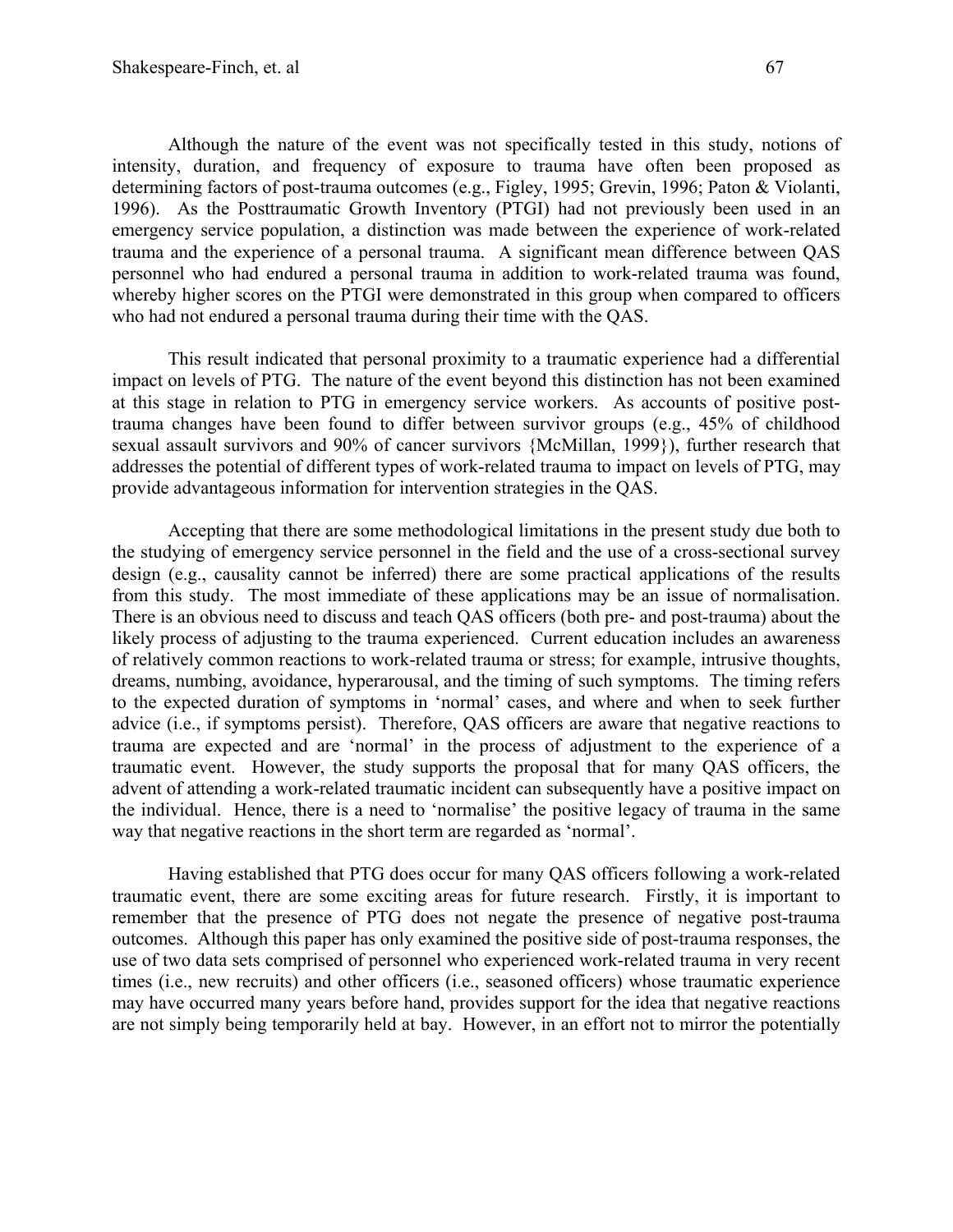Although the nature of the event was not specifically tested in this study, notions of intensity, duration, and frequency of exposure to trauma have often been proposed as determining factors of post-trauma outcomes (e.g., Figley, 1995; Grevin, 1996; Paton & Violanti, 1996). As the Posttraumatic Growth Inventory (PTGI) had not previously been used in an emergency service population, a distinction was made between the experience of work-related trauma and the experience of a personal trauma. A significant mean difference between QAS personnel who had endured a personal trauma in addition to work-related trauma was found, whereby higher scores on the PTGI were demonstrated in this group when compared to officers who had not endured a personal trauma during their time with the QAS.

This result indicated that personal proximity to a traumatic experience had a differential impact on levels of PTG. The nature of the event beyond this distinction has not been examined at this stage in relation to PTG in emergency service workers. As accounts of positive post-trauma changes have been found to differ between survivor groups (e.g., 45% of childhood sexual assault survivors and 90% of cancer survivors {McMillan, 1999}), further research that addresses the potential of different types of work-related trauma to impact on levels of PTG, may provide advantageous information for intervention strategies in the QAS.

Accepting that there are some methodological limitations in the present study due both to the studying of emergency service personnel in the field and the use of a cross-sectional survey design (e.g., causality cannot be inferred) there are some practical applications of the results from this study. The most immediate of these applications may be an issue of normalisation. There is an obvious need to discuss and teach QAS officers (both pre- and post-trauma) about the likely process of adjusting to the trauma experienced. Current education includes an awareness of relatively common reactions to work-related trauma or stress; for example, intrusive thoughts, dreams, numbing, avoidance, hyperarousal, and the timing of such symptoms. The timing refers to the expected duration of symptoms in 'normal' cases, and where and when to seek further advice (i.e., if symptoms persist). Therefore, QAS officers are aware that negative reactions to trauma are expected and are 'normal' in the process of adjustment to the experience of a traumatic event. However, the study supports the proposal that for many QAS officers, the advent of attending a work-related traumatic incident can subsequently have a positive impact on the individual. Hence, there is a need to 'normalise' the positive legacy of trauma in the same way that negative reactions in the short term are regarded as 'normal'.

Having established that PTG does occur for many QAS officers following a work-related traumatic event, there are some exciting areas for future research. Firstly, it is important to remember that the presence of PTG does not negate the presence of negative post-trauma outcomes. Although this paper has only examined the positive side of post-trauma responses, the use of two data sets comprised of personnel who experienced work-related trauma in very recent times (i.e., new recruits) and other officers (i.e., seasoned officers) whose traumatic experience may have occurred many years before hand, provides support for the idea that negative reactions are not simply being temporarily held at bay. However, in an effort not to mirror the potentially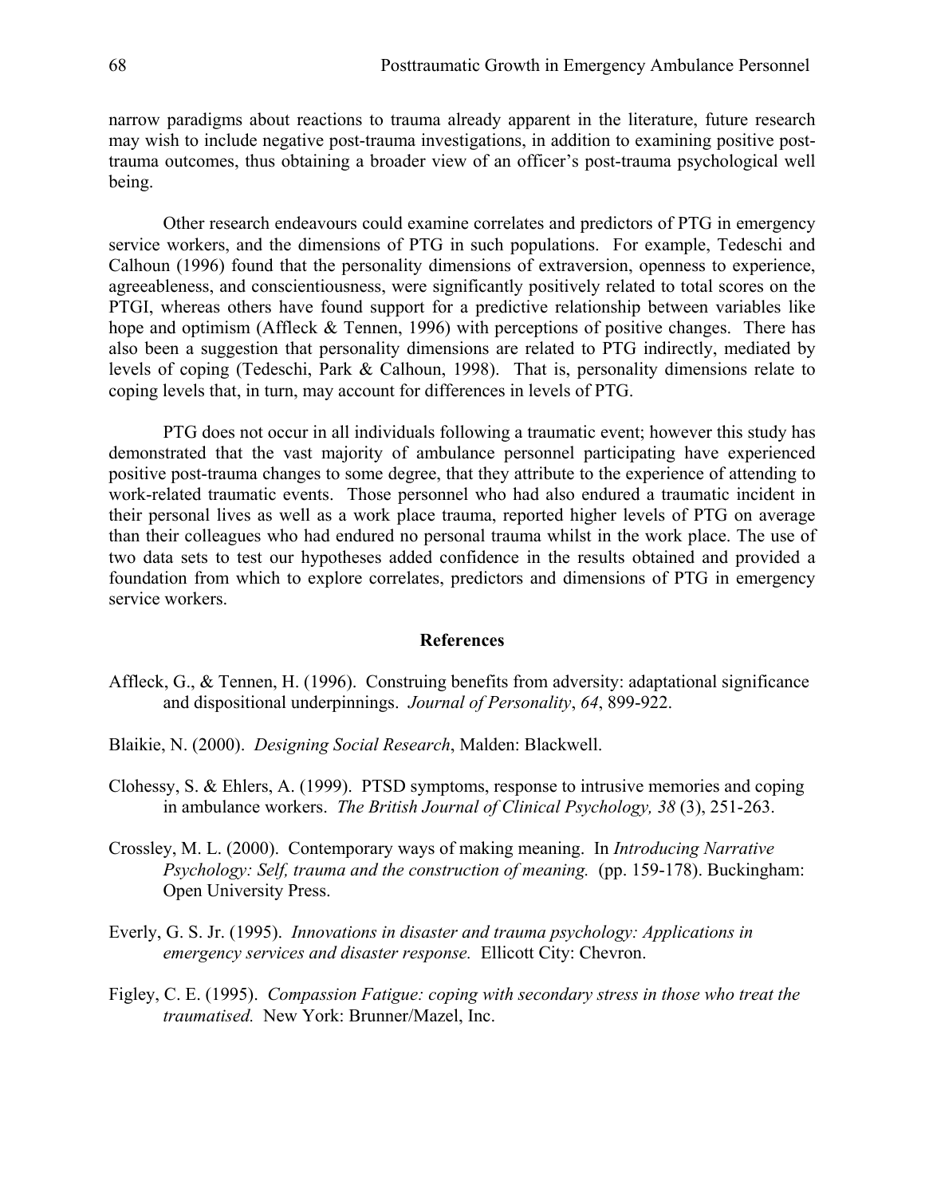narrow paradigms about reactions to trauma already apparent in the literature, future research may wish to include negative post-trauma investigations, in addition to examining positive post-trauma outcomes, thus obtaining a broader view of an officer's post-trauma psychological well being.

Other research endeavours could examine correlates and predictors of PTG in emergency service workers, and the dimensions of PTG in such populations. For example, Tedeschi and Calhoun (1996) found that the personality dimensions of extraversion, openness to experience, agreeableness, and conscientiousness, were significantly positively related to total scores on the PTGI, whereas others have found support for a predictive relationship between variables like hope and optimism (Affleck & Tennen, 1996) with perceptions of positive changes. There has also been a suggestion that personality dimensions are related to PTG indirectly, mediated by levels of coping (Tedeschi, Park & Calhoun, 1998). That is, personality dimensions relate to coping levels that, in turn, may account for differences in levels of PTG.

PTG does not occur in all individuals following a traumatic event; however this study has demonstrated that the vast majority of ambulance personnel participating have experienced positive post-trauma changes to some degree, that they attribute to the experience of attending to work-related traumatic events. Those personnel who had also endured a traumatic incident in their personal lives as well as a work place trauma, reported higher levels of PTG on average than their colleagues who had endured no personal trauma whilst in the work place. The use of two data sets to test our hypotheses added confidence in the results obtained and provided a foundation from which to explore correlates, predictors and dimensions of PTG in emergency service workers.

## References

Affleck, G., & Tennen, H. (1996). Construing benefits from adversity: adaptational significance and dispositional underpinnings. *Journal of Personality*, *64*, 899-922.

Blaikie, N. (2000). *Designing Social Research*, Malden: Blackwell.

Clohessy, S. & Ehlers, A. (1999). PTSD symptoms, response to intrusive memories and coping in ambulance workers. *The British Journal of Clinical Psychology, 38* (3), 251-263.

Crossley, M. L. (2000). Contemporary ways of making meaning. In *Introducing Narrative Psychology: Self, trauma and the construction of meaning.* (pp. 159-178). Buckingham: Open University Press.

Everly, G. S. Jr. (1995). *Innovations in disaster and trauma psychology: Applications in emergency services and disaster response.* Ellicott City: Chevron.

Figley, C. E. (1995). *Compassion Fatigue: coping with secondary stress in those who treat the traumatised.* New York: Brunner/Mazel, Inc.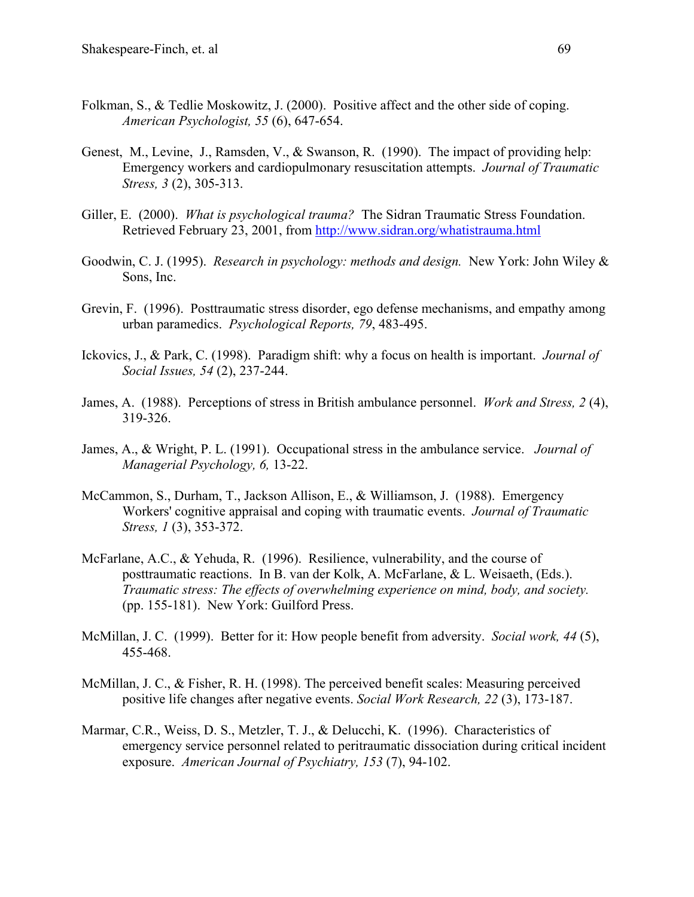Folkman, S., & Tedlie Moskowitz, J. (2000). Positive affect and the other side of coping. *American Psychologist, 55* (6), 647-654.

Genest, M., Levine, J., Ramsden, V., & Swanson, R. (1990). The impact of providing help: Emergency workers and cardiopulmonary resuscitation attempts. *Journal of Traumatic Stress, 3* (2), 305-313.

Giller, E. (2000). *What is psychological trauma?* The Sidran Traumatic Stress Foundation. Retrieved February 23, 2001, from http://www.sidran.org/whatistrauma.html

Goodwin, C. J. (1995). *Research in psychology: methods and design.* New York: John Wiley & Sons, Inc.

Grevin, F. (1996). Posttraumatic stress disorder, ego defense mechanisms, and empathy among urban paramedics. *Psychological Reports, 79*, 483-495.

Ickovics, J., & Park, C. (1998). Paradigm shift: why a focus on health is important. *Journal of Social Issues, 54* (2), 237-244.

James, A. (1988). Perceptions of stress in British ambulance personnel. *Work and Stress, 2* (4), 319-326.

James, A., & Wright, P. L. (1991). Occupational stress in the ambulance service. *Journal of Managerial Psychology, 6,* 13-22.

McCammon, S., Durham, T., Jackson Allison, E., & Williamson, J. (1988). Emergency Workers' cognitive appraisal and coping with traumatic events. *Journal of Traumatic Stress, 1* (3), 353-372.

McFarlane, A.C., & Yehuda, R. (1996). Resilience, vulnerability, and the course of posttraumatic reactions. In B. van der Kolk, A. McFarlane, & L. Weisaeth, (Eds.). *Traumatic stress: The effects of overwhelming experience on mind, body, and society.* (pp. 155-181). New York: Guilford Press.

McMillan, J. C. (1999). Better for it: How people benefit from adversity. *Social work, 44* (5), 455-468.

McMillan, J. C., & Fisher, R. H. (1998). The perceived benefit scales: Measuring perceived positive life changes after negative events. *Social Work Research, 22* (3), 173-187.

Marmar, C.R., Weiss, D. S., Metzler, T. J., & Delucchi, K. (1996). Characteristics of emergency service personnel related to peritraumatic dissociation during critical incident exposure. *American Journal of Psychiatry, 153* (7), 94-102.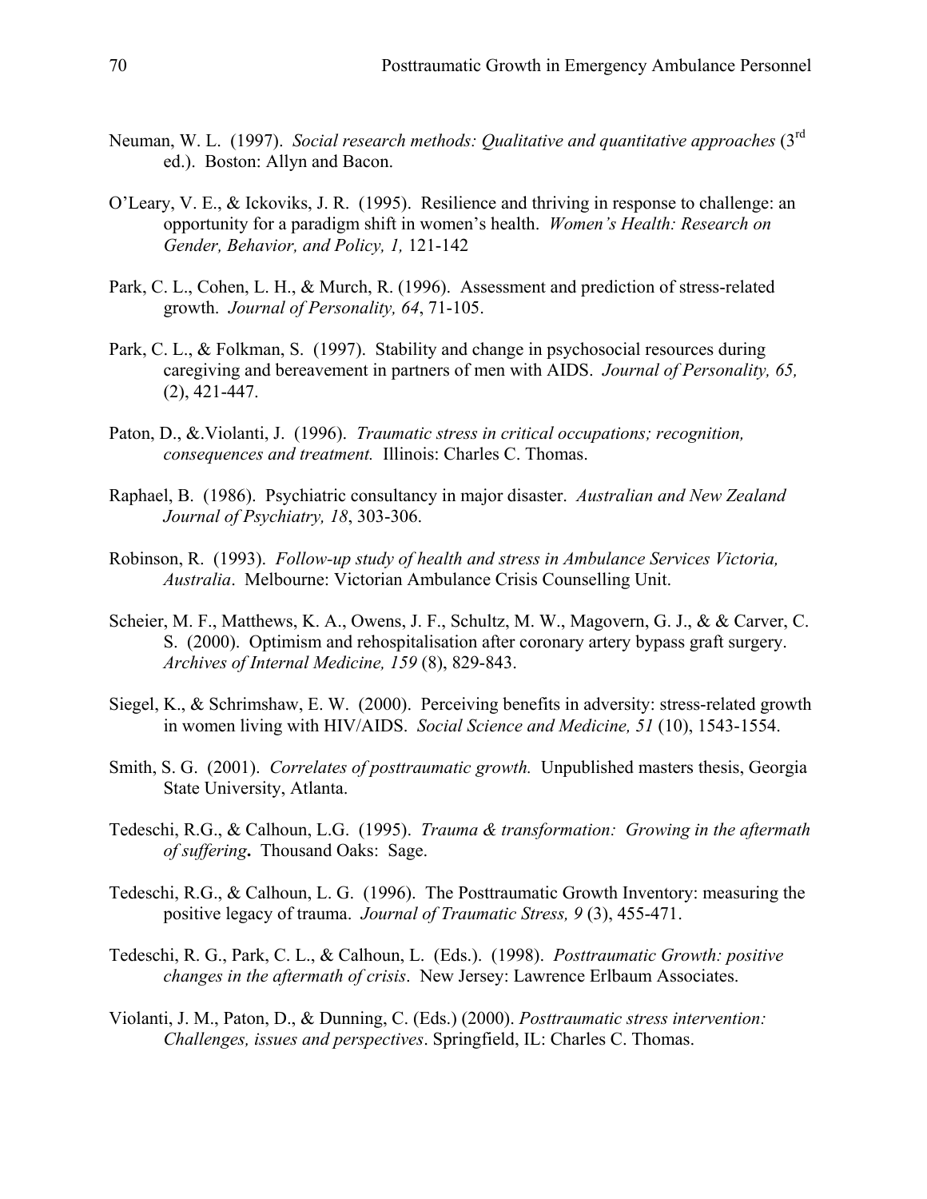Neuman, W. L. (1997). *Social research methods: Qualitative and quantitative approaches* (3rd ed.). Boston: Allyn and Bacon.

O'Leary, V. E., & Ickoviks, J. R. (1995). Resilience and thriving in response to challenge: an opportunity for a paradigm shift in women's health. *Women's Health: Research on Gender, Behavior, and Policy, 1,* 121-142

Park, C. L., Cohen, L. H., & Murch, R. (1996). Assessment and prediction of stress-related growth. *Journal of Personality, 64*, 71-105.

Park, C. L., & Folkman, S. (1997). Stability and change in psychosocial resources during caregiving and bereavement in partners of men with AIDS. *Journal of Personality, 65,* (2), 421-447.

Paton, D., &.Violanti, J. (1996). *Traumatic stress in critical occupations; recognition, consequences and treatment.* Illinois: Charles C. Thomas.

Raphael, B. (1986). Psychiatric consultancy in major disaster. *Australian and New Zealand Journal of Psychiatry, 18*, 303-306.

Robinson, R. (1993). *Follow-up study of health and stress in Ambulance Services Victoria, Australia*. Melbourne: Victorian Ambulance Crisis Counselling Unit.

Scheier, M. F., Matthews, K. A., Owens, J. F., Schultz, M. W., Magovern, G. J., & & Carver, C. S. (2000). Optimism and rehospitalisation after coronary artery bypass graft surgery. *Archives of Internal Medicine, 159* (8), 829-843.

Siegel, K., & Schrimshaw, E. W. (2000). Perceiving benefits in adversity: stress-related growth in women living with HIV/AIDS. *Social Science and Medicine, 51* (10), 1543-1554.

Smith, S. G. (2001). *Correlates of posttraumatic growth.* Unpublished masters thesis, Georgia State University, Atlanta.

Tedeschi, R.G., & Calhoun, L.G. (1995). *Trauma & transformation: Growing in the aftermath of suffering***.** Thousand Oaks: Sage.

Tedeschi, R.G., & Calhoun, L. G. (1996). The Posttraumatic Growth Inventory: measuring the positive legacy of trauma. *Journal of Traumatic Stress, 9* (3), 455-471.

Tedeschi, R. G., Park, C. L., & Calhoun, L. (Eds.). (1998). *Posttraumatic Growth: positive changes in the aftermath of crisis*. New Jersey: Lawrence Erlbaum Associates.

Violanti, J. M., Paton, D., & Dunning, C. (Eds.) (2000). *Posttraumatic stress intervention: Challenges, issues and perspectives*. Springfield, IL: Charles C. Thomas.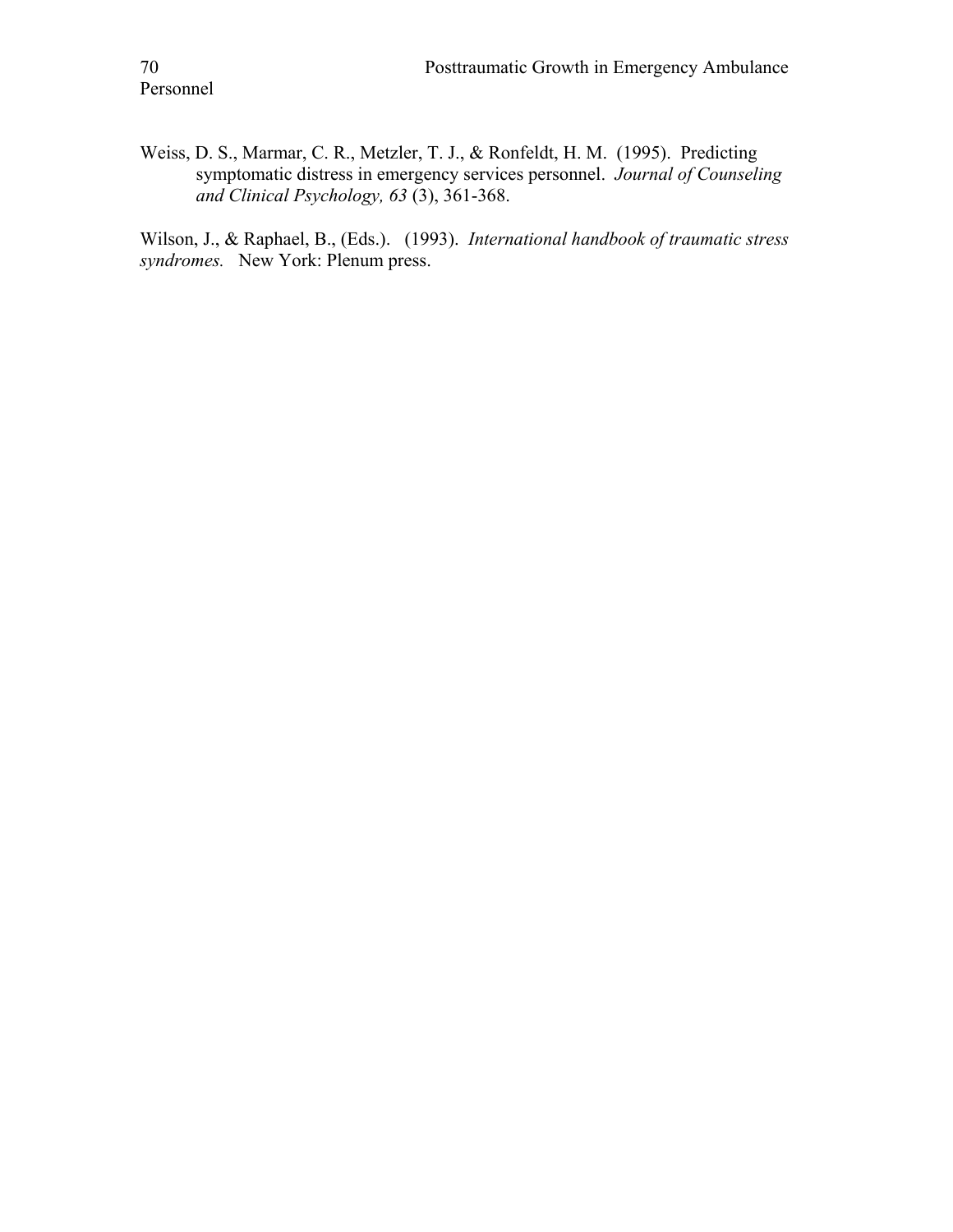Weiss, D. S., Marmar, C. R., Metzler, T. J., & Ronfeldt, H. M. (1995). Predicting symptomatic distress in emergency services personnel. *Journal of Counseling and Clinical Psychology, 63* (3), 361-368.

Wilson, J., & Raphael, B., (Eds.). (1993). *International handbook of traumatic stress syndromes.* New York: Plenum press.